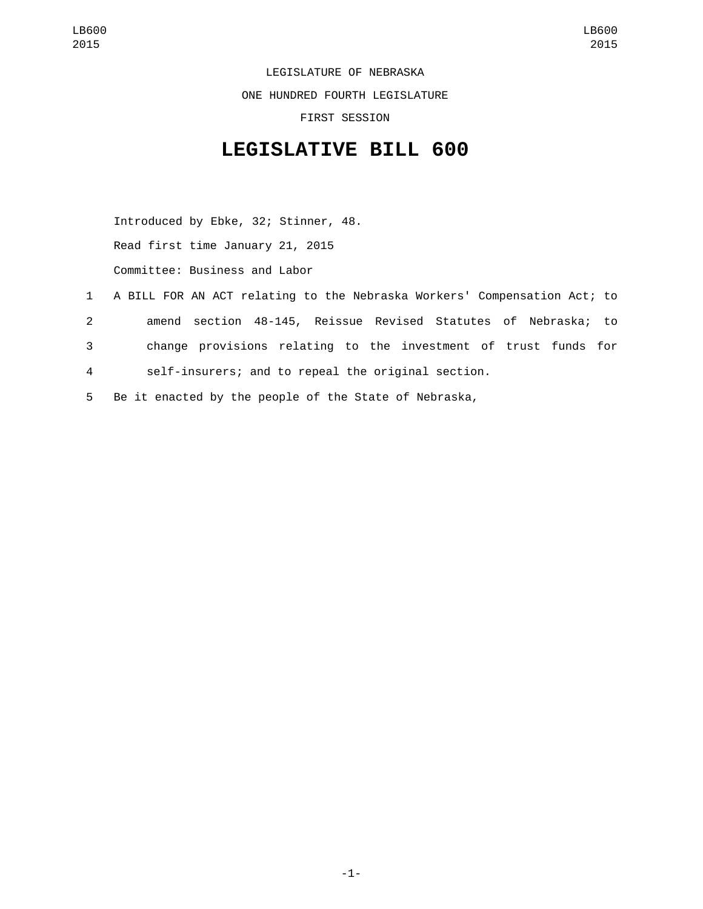LEGISLATURE OF NEBRASKA

ONE HUNDRED FOURTH LEGISLATURE

FIRST SESSION

# LEGISLATIVE BILL 600

Introduced by Ebke, 32; Stinner, 48.

Read first time January 21, 2015

Committee: Business and Labor

1 A BILL FOR AN ACT relating to the Nebraska Workers' Compensation Act; to
2 amend section 48-145, Reissue Revised Statutes of Nebraska; to
3 change provisions relating to the investment of trust funds for
4 self-insurers; and to repeal the original section.

5 Be it enacted by the people of the State of Nebraska,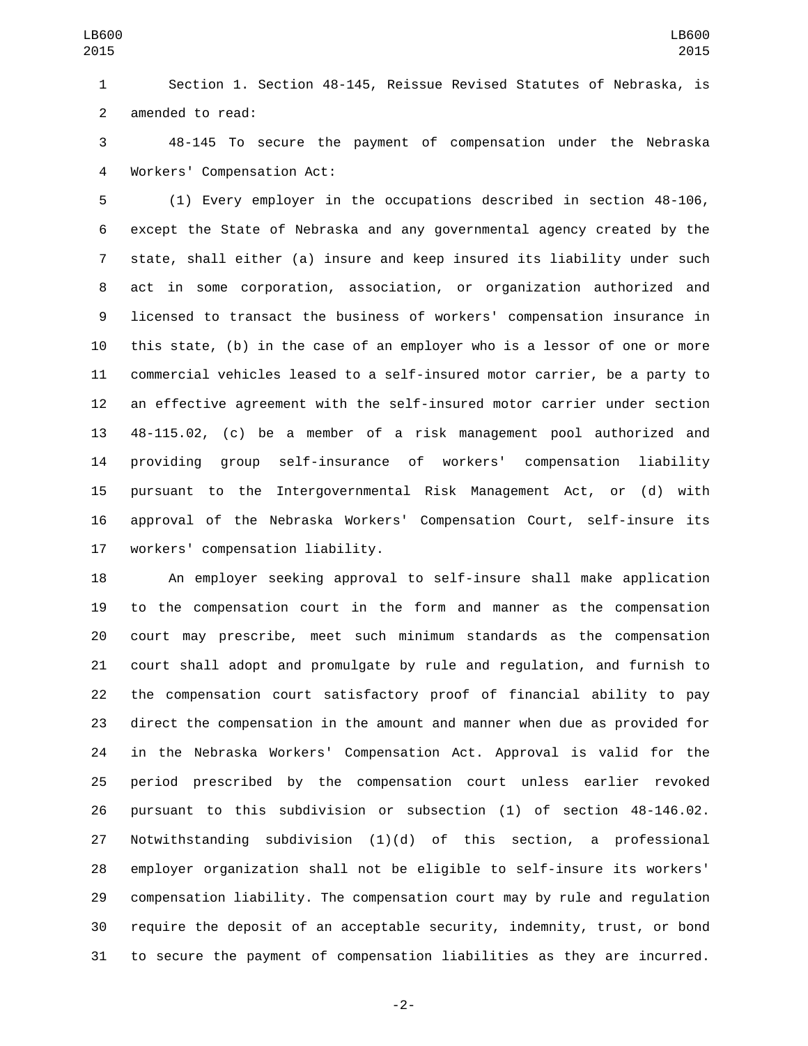Section 1. Section 48-145, Reissue Revised Statutes of Nebraska, is amended to read:

48-145 To secure the payment of compensation under the Nebraska Workers' Compensation Act:

(1) Every employer in the occupations described in section 48-106, except the State of Nebraska and any governmental agency created by the state, shall either (a) insure and keep insured its liability under such act in some corporation, association, or organization authorized and licensed to transact the business of workers' compensation insurance in this state, (b) in the case of an employer who is a lessor of one or more commercial vehicles leased to a self-insured motor carrier, be a party to an effective agreement with the self-insured motor carrier under section 48-115.02, (c) be a member of a risk management pool authorized and providing group self-insurance of workers' compensation liability pursuant to the Intergovernmental Risk Management Act, or (d) with approval of the Nebraska Workers' Compensation Court, self-insure its workers' compensation liability.

An employer seeking approval to self-insure shall make application to the compensation court in the form and manner as the compensation court may prescribe, meet such minimum standards as the compensation court shall adopt and promulgate by rule and regulation, and furnish to the compensation court satisfactory proof of financial ability to pay direct the compensation in the amount and manner when due as provided for in the Nebraska Workers' Compensation Act. Approval is valid for the period prescribed by the compensation court unless earlier revoked pursuant to this subdivision or subsection (1) of section 48-146.02. Notwithstanding subdivision (1)(d) of this section, a professional employer organization shall not be eligible to self-insure its workers' compensation liability. The compensation court may by rule and regulation require the deposit of an acceptable security, indemnity, trust, or bond to secure the payment of compensation liabilities as they are incurred.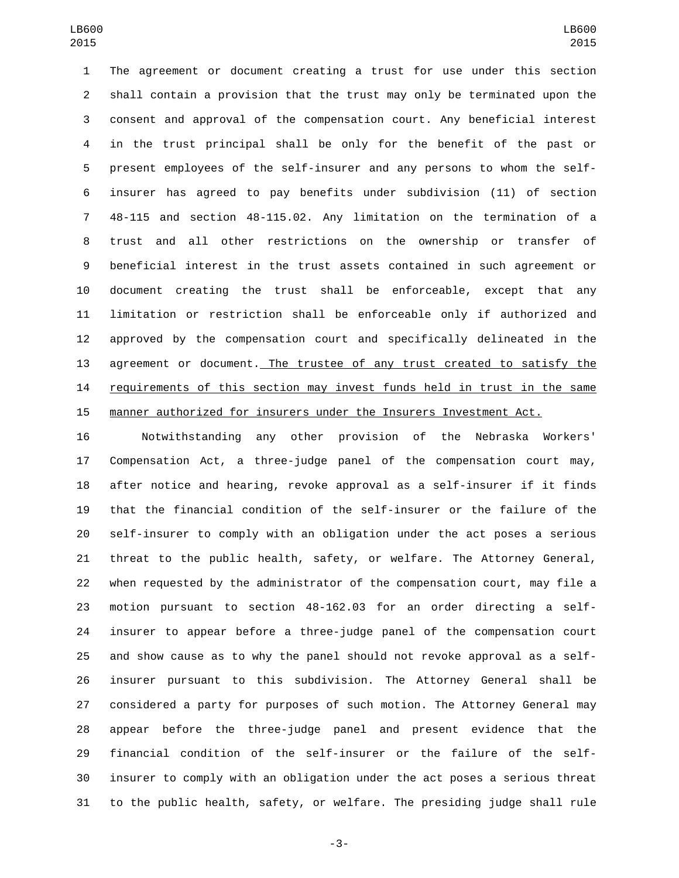The agreement or document creating a trust for use under this section shall contain a provision that the trust may only be terminated upon the consent and approval of the compensation court. Any beneficial interest in the trust principal shall be only for the benefit of the past or present employees of the self-insurer and any persons to whom the self-insurer has agreed to pay benefits under subdivision (11) of section 48-115 and section 48-115.02. Any limitation on the termination of a trust and all other restrictions on the ownership or transfer of beneficial interest in the trust assets contained in such agreement or document creating the trust shall be enforceable, except that any limitation or restriction shall be enforceable only if authorized and approved by the compensation court and specifically delineated in the agreement or document. The trustee of any trust created to satisfy the requirements of this section may invest funds held in trust in the same manner authorized for insurers under the Insurers Investment Act.

Notwithstanding any other provision of the Nebraska Workers' Compensation Act, a three-judge panel of the compensation court may, after notice and hearing, revoke approval as a self-insurer if it finds that the financial condition of the self-insurer or the failure of the self-insurer to comply with an obligation under the act poses a serious threat to the public health, safety, or welfare. The Attorney General, when requested by the administrator of the compensation court, may file a motion pursuant to section 48-162.03 for an order directing a self-insurer to appear before a three-judge panel of the compensation court and show cause as to why the panel should not revoke approval as a self-insurer pursuant to this subdivision. The Attorney General shall be considered a party for purposes of such motion. The Attorney General may appear before the three-judge panel and present evidence that the financial condition of the self-insurer or the failure of the self-insurer to comply with an obligation under the act poses a serious threat to the public health, safety, or welfare. The presiding judge shall rule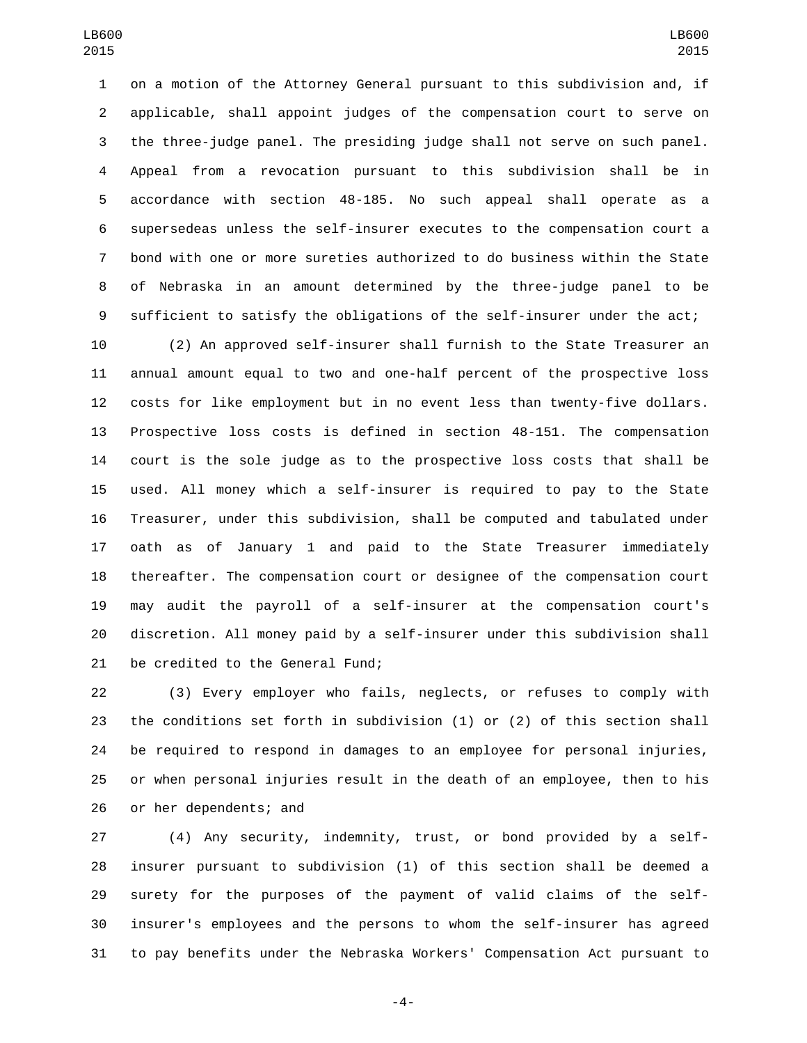on a motion of the Attorney General pursuant to this subdivision and, if applicable, shall appoint judges of the compensation court to serve on the three-judge panel. The presiding judge shall not serve on such panel. Appeal from a revocation pursuant to this subdivision shall be in accordance with section 48-185. No such appeal shall operate as a supersedeas unless the self-insurer executes to the compensation court a bond with one or more sureties authorized to do business within the State of Nebraska in an amount determined by the three-judge panel to be sufficient to satisfy the obligations of the self-insurer under the act;

(2) An approved self-insurer shall furnish to the State Treasurer an annual amount equal to two and one-half percent of the prospective loss costs for like employment but in no event less than twenty-five dollars. Prospective loss costs is defined in section 48-151. The compensation court is the sole judge as to the prospective loss costs that shall be used. All money which a self-insurer is required to pay to the State Treasurer, under this subdivision, shall be computed and tabulated under oath as of January 1 and paid to the State Treasurer immediately thereafter. The compensation court or designee of the compensation court may audit the payroll of a self-insurer at the compensation court's discretion. All money paid by a self-insurer under this subdivision shall be credited to the General Fund;

(3) Every employer who fails, neglects, or refuses to comply with the conditions set forth in subdivision (1) or (2) of this section shall be required to respond in damages to an employee for personal injuries, or when personal injuries result in the death of an employee, then to his or her dependents; and

(4) Any security, indemnity, trust, or bond provided by a self-insurer pursuant to subdivision (1) of this section shall be deemed a surety for the purposes of the payment of valid claims of the self-insurer's employees and the persons to whom the self-insurer has agreed to pay benefits under the Nebraska Workers' Compensation Act pursuant to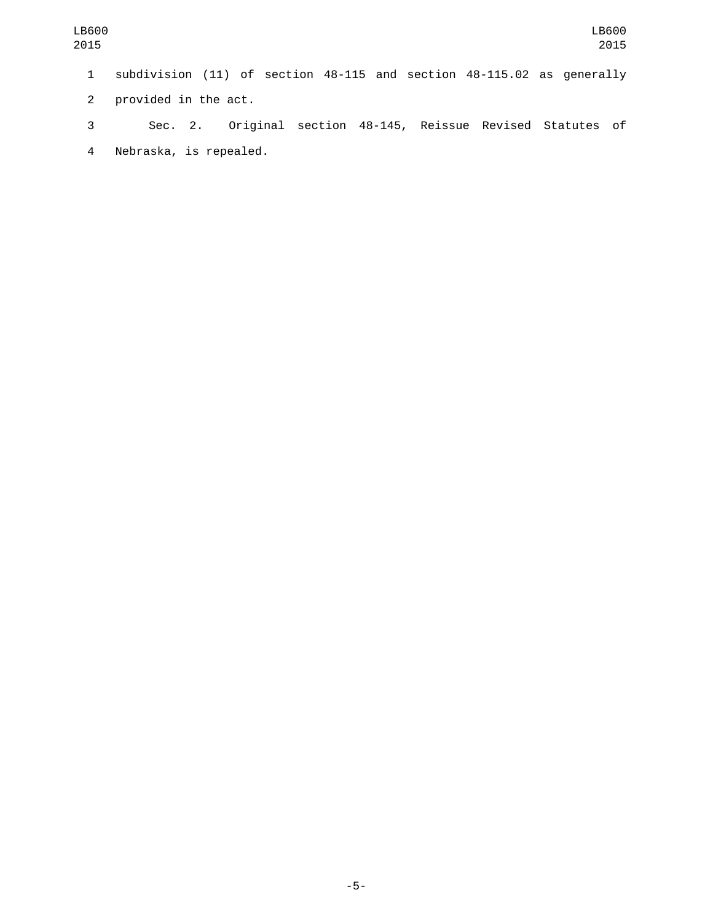subdivision (11) of section 48-115 and section 48-115.02 as generally provided in the act.

Sec. 2. Original section 48-145, Reissue Revised Statutes of Nebraska, is repealed.